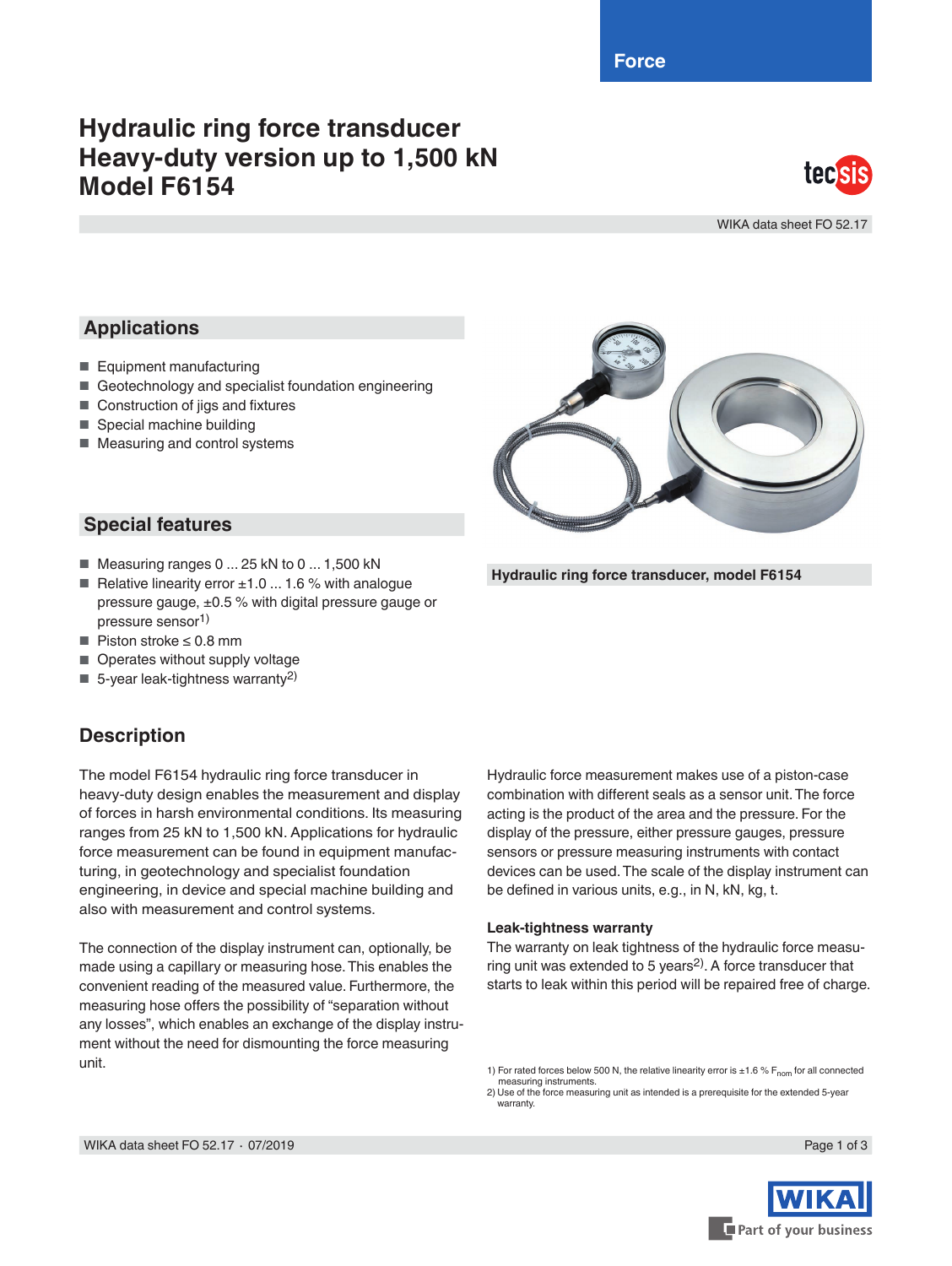Force

# Hydraulic ring force transducer Heavy-duty version up to 1,500 kN Model F6154

WIKA data sheet FO 52.17

## Applications

- Equipment manufacturing
- Geotechnology and specialist foundation engineering
- Construction of jigs and fixtures
- Special machine building
- Measuring and control systems

## Special features

- Measuring ranges 0 ... 25 kN to 0 ... 1,500 kN
- Relative linearity error ±1.0 ... 1.6 % with analogue pressure gauge, ±0.5 % with digital pressure gauge or pressure sensor[1)]
- Piston stroke ≤ 0.8 mm
- Operates without supply voltage
- 5-year leak-tightness warranty[2)]

**Hydraulic ring force transducer, model F6154**

## Description

The model F6154 hydraulic ring force transducer in heavy-duty design enables the measurement and display of forces in harsh environmental conditions. Its measuring ranges from 25 kN to 1,500 kN. Applications for hydraulic force measurement can be found in equipment manufacturing, in geotechnology and specialist foundation engineering, in device and special machine building and also with measurement and control systems.

The connection of the display instrument can, optionally, be made using a capillary or measuring hose. This enables the convenient reading of the measured value. Furthermore, the measuring hose offers the possibility of "separation without any losses", which enables an exchange of the display instrument without the need for dismounting the force measuring unit.

Hydraulic force measurement makes use of a piston-case combination with different seals as a sensor unit. The force acting is the product of the area and the pressure. For the display of the pressure, either pressure gauges, pressure sensors or pressure measuring instruments with contact devices can be used. The scale of the display instrument can be defined in various units, e.g., in N, kN, kg, t.

### Leak-tightness warranty

The warranty on leak tightness of the hydraulic force measuring unit was extended to 5 years[2)]. A force transducer that starts to leak within this period will be repaired free of charge.

1) For rated forces below 500 N, the relative linearity error is ±1.6 % $F_{nom}$ for all connected measuring instruments.
2) Use of the force measuring unit as intended is a prerequisite for the extended 5-year warranty.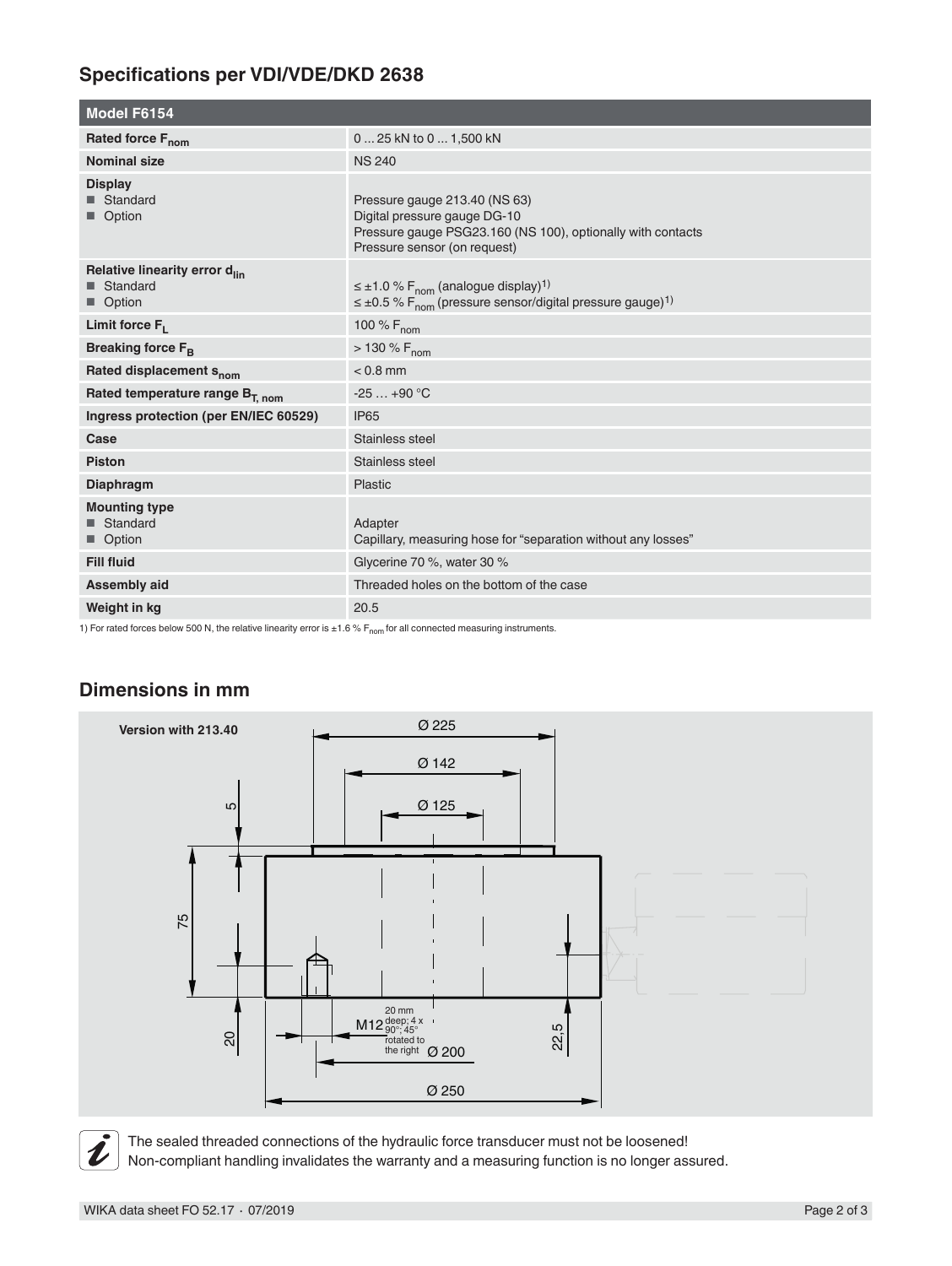## Specifications per VDI/VDE/DKD 2638

| Model F6154 | |
|---|---|
| **Rated force $F_{nom}$** | 0 ... 25 kN to 0 ... 1,500 kN |
| **Nominal size** | NS 240 |
| **Display**<br>■ Standard<br>■ Option | <br>Pressure gauge 213.40 (NS 63)<br>Digital pressure gauge DG-10<br>Pressure gauge PSG23.160 (NS 100), optionally with contacts<br>Pressure sensor (on request) |
| **Relative linearity error $d_{lin}$**<br>■ Standard<br>■ Option | <br>≤ ±1.0 % $F_{nom}$ (analogue display) 1)<br>≤ ±0.5 % $F_{nom}$ (pressure sensor/digital pressure gauge) 1) |
| **Limit force $F_L$** | 100 % $F_{nom}$ |
| **Breaking force $F_B$** | > 130 % $F_{nom}$ |
| **Rated displacement $s_{nom}$** | < 0.8 mm |
| **Rated temperature range $B_{T, nom}$** | -25 … +90 °C |
| **Ingress protection (per EN/IEC 60529)** | IP65 |
| **Case** | Stainless steel |
| **Piston** | Stainless steel |
| **Diaphragm** | Plastic |
| **Mounting type**<br>■ Standard<br>■ Option | <br>Adapter<br>Capillary, measuring hose for "separation without any losses" |
| **Fill fluid** | Glycerine 70 %, water 30 % |
| **Assembly aid** | Threaded holes on the bottom of the case |
| **Weight in kg** | 20.5 |

1) For rated forces below 500 N, the relative linearity error is ±1.6 % $F_{nom}$ for all connected measuring instruments.

## Dimensions in mm

Version with 213.40

Ø 225, Ø 142, Ø 125, 5, 75, 20, M12 20 mm deep; 4 x 90°; 45° rotated to the right, Ø 200, Ø 250, 22,5

The sealed threaded connections of the hydraulic force transducer must not be loosened!
Non-compliant handling invalidates the warranty and a measuring function is no longer assured.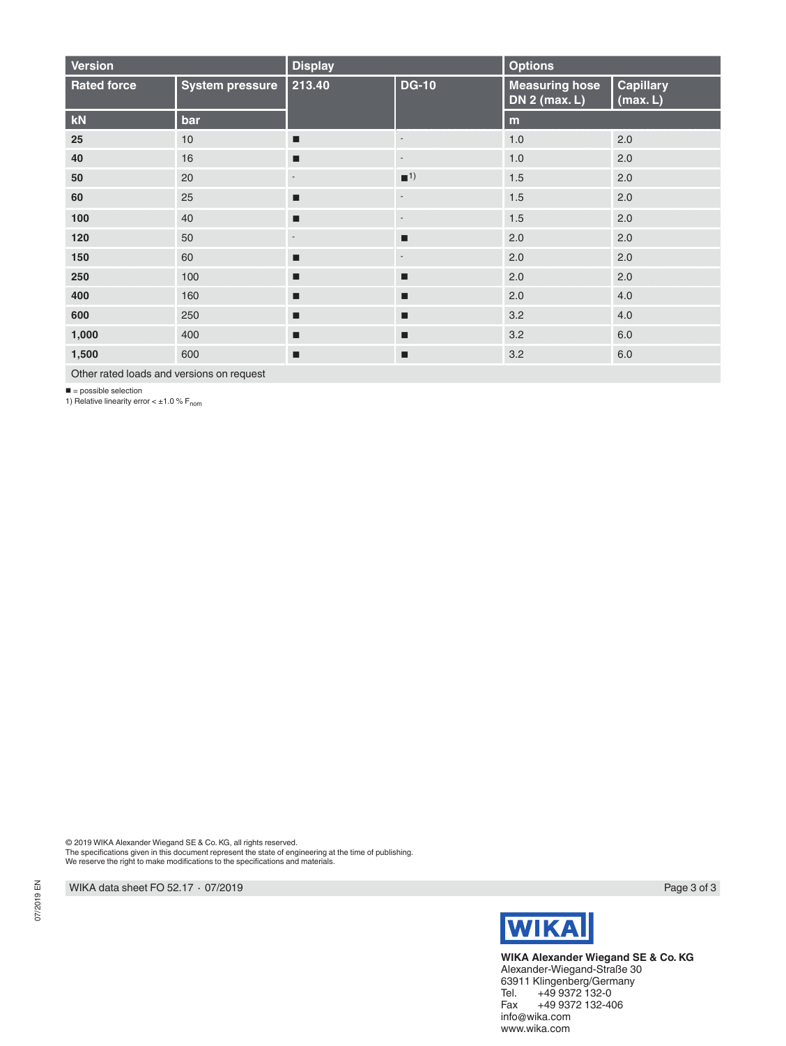| Version | | Display | | Options | |
|---|---|---|---|---|---|
| Rated force | System pressure | 213.40 | DG-10 | Measuring hose DN 2 (max. L) | Capillary (max. L) |
| kN | bar | | | m | |
| 25 | 10 | ■ | - | 1.0 | 2.0 |
| 40 | 16 | ■ | - | 1.0 | 2.0 |
| 50 | 20 | - | ■ 1) | 1.5 | 2.0 |
| 60 | 25 | ■ | - | 1.5 | 2.0 |
| 100 | 40 | ■ | - | 1.5 | 2.0 |
| 120 | 50 | - | ■ | 2.0 | 2.0 |
| 150 | 60 | ■ | - | 2.0 | 2.0 |
| 250 | 100 | ■ | ■ | 2.0 | 2.0 |
| 400 | 160 | ■ | ■ | 2.0 | 4.0 |
| 600 | 250 | ■ | ■ | 3.2 | 4.0 |
| 1,000 | 400 | ■ | ■ | 3.2 | 6.0 |
| 1,500 | 600 | ■ | ■ | 3.2 | 6.0 |
| Other rated loads and versions on request | | | | | |

■ = possible selection

1) Relative linearity error < ±1.0 % $F_{nom}$

© 2019 WIKA Alexander Wiegand SE & Co. KG, all rights reserved.
The specifications given in this document represent the state of engineering at the time of publishing.
We reserve the right to make modifications to the specifications and materials.

WIKA data sheet FO 52.17 · 07/2019

**WIKA Alexander Wiegand SE & Co. KG**
Alexander-Wiegand-Straße 30
63911 Klingenberg/Germany
Tel. +49 9372 132-0
Fax +49 9372 132-406
info@wika.com
www.wika.com